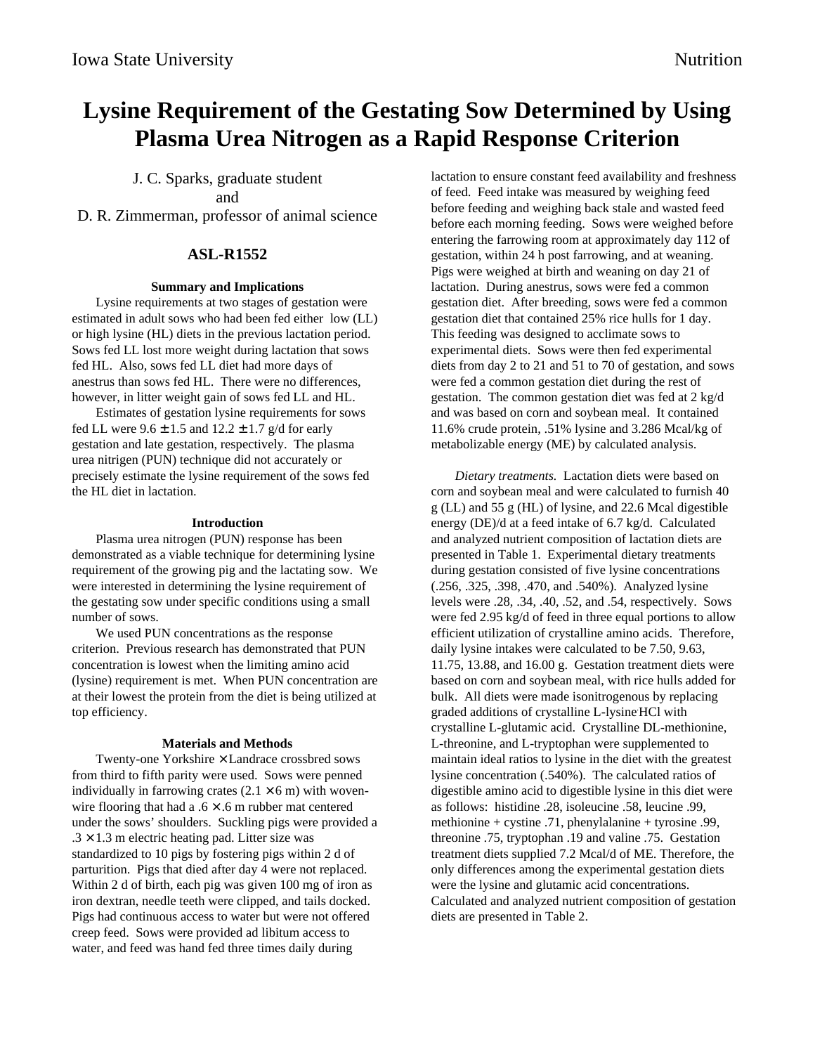# Lysine Requirement of the Gestating Sow Determined by Using Plasma Urea Nitrogen as a Rapid Response Criterion

J. C. Sparks, graduate student
and
D. R. Zimmerman, professor of animal science

## ASL-R1552

### Summary and Implications

Lysine requirements at two stages of gestation were estimated in adult sows who had been fed either low (LL) or high lysine (HL) diets in the previous lactation period. Sows fed LL lost more weight during lactation that sows fed HL. Also, sows fed LL diet had more days of anestrus than sows fed HL. There were no differences, however, in litter weight gain of sows fed LL and HL.

Estimates of gestation lysine requirements for sows fed LL were $9.6 \pm 1.5$ and $12.2 \pm 1.7$ g/d for early gestation and late gestation, respectively. The plasma urea nitrigen (PUN) technique did not accurately or precisely estimate the lysine requirement of the sows fed the HL diet in lactation.

### Introduction

Plasma urea nitrogen (PUN) response has been demonstrated as a viable technique for determining lysine requirement of the growing pig and the lactating sow. We were interested in determining the lysine requirement of the gestating sow under specific conditions using a small number of sows.

We used PUN concentrations as the response criterion. Previous research has demonstrated that PUN concentration is lowest when the limiting amino acid (lysine) requirement is met. When PUN concentration are at their lowest the protein from the diet is being utilized at top efficiency.

### Materials and Methods

Twenty-one Yorkshire × Landrace crossbred sows from third to fifth parity were used. Sows were penned individually in farrowing crates (2.1 × 6 m) with woven-wire flooring that had a .6 × .6 m rubber mat centered under the sows' shoulders. Suckling pigs were provided a .3 × 1.3 m electric heating pad. Litter size was standardized to 10 pigs by fostering pigs within 2 d of parturition. Pigs that died after day 4 were not replaced. Within 2 d of birth, each pig was given 100 mg of iron as iron dextran, needle teeth were clipped, and tails docked. Pigs had continuous access to water but were not offered creep feed. Sows were provided ad libitum access to water, and feed was hand fed three times daily during lactation to ensure constant feed availability and freshness of feed. Feed intake was measured by weighing feed before feeding and weighing back stale and wasted feed before each morning feeding. Sows were weighed before entering the farrowing room at approximately day 112 of gestation, within 24 h post farrowing, and at weaning. Pigs were weighed at birth and weaning on day 21 of lactation. During anestrus, sows were fed a common gestation diet. After breeding, sows were fed a common gestation diet that contained 25% rice hulls for 1 day. This feeding was designed to acclimate sows to experimental diets. Sows were then fed experimental diets from day 2 to 21 and 51 to 70 of gestation, and sows were fed a common gestation diet during the rest of gestation. The common gestation diet was fed at 2 kg/d and was based on corn and soybean meal. It contained 11.6% crude protein, .51% lysine and 3.286 Mcal/kg of metabolizable energy (ME) by calculated analysis.

*Dietary treatments.* Lactation diets were based on corn and soybean meal and were calculated to furnish 40 g (LL) and 55 g (HL) of lysine, and 22.6 Mcal digestible energy (DE)/d at a feed intake of 6.7 kg/d. Calculated and analyzed nutrient composition of lactation diets are presented in Table 1. Experimental dietary treatments during gestation consisted of five lysine concentrations (.256, .325, .398, .470, and .540%). Analyzed lysine levels were .28, .34, .40, .52, and .54, respectively. Sows were fed 2.95 kg/d of feed in three equal portions to allow efficient utilization of crystalline amino acids. Therefore, daily lysine intakes were calculated to be 7.50, 9.63, 11.75, 13.88, and 16.00 g. Gestation treatment diets were based on corn and soybean meal, with rice hulls added for bulk. All diets were made isonitrogenous by replacing graded additions of crystalline L-lysine·HCl with crystalline L-glutamic acid. Crystalline DL-methionine, L-threonine, and L-tryptophan were supplemented to maintain ideal ratios to lysine in the diet with the greatest lysine concentration (.540%). The calculated ratios of digestible amino acid to digestible lysine in this diet were as follows: histidine .28, isoleucine .58, leucine .99, methionine + cystine .71, phenylalanine + tyrosine .99, threonine .75, tryptophan .19 and valine .75. Gestation treatment diets supplied 7.2 Mcal/d of ME. Therefore, the only differences among the experimental gestation diets were the lysine and glutamic acid concentrations. Calculated and analyzed nutrient composition of gestation diets are presented in Table 2.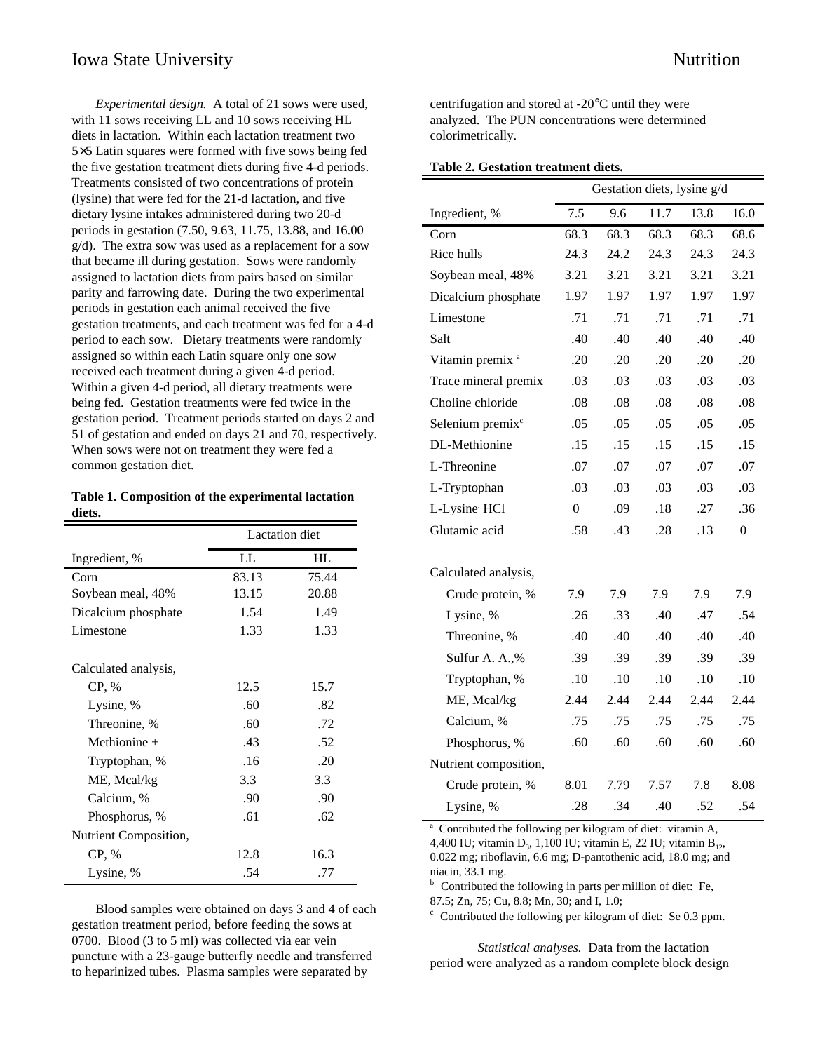*Experimental design.* A total of 21 sows were used, with 11 sows receiving LL and 10 sows receiving HL diets in lactation. Within each lactation treatment two 5×5 Latin squares were formed with five sows being fed the five gestation treatment diets during five 4-d periods. Treatments consisted of two concentrations of protein (lysine) that were fed for the 21-d lactation, and five dietary lysine intakes administered during two 20-d periods in gestation (7.50, 9.63, 11.75, 13.88, and 16.00 g/d). The extra sow was used as a replacement for a sow that became ill during gestation. Sows were randomly assigned to lactation diets from pairs based on similar parity and farrowing date. During the two experimental periods in gestation each animal received the five gestation treatments, and each treatment was fed for a 4-d period to each sow. Dietary treatments were randomly assigned so within each Latin square only one sow received each treatment during a given 4-d period. Within a given 4-d period, all dietary treatments were being fed. Gestation treatments were fed twice in the gestation period. Treatment periods started on days 2 and 51 of gestation and ended on days 21 and 70, respectively. When sows were not on treatment they were fed a common gestation diet.

**Table 1. Composition of the experimental lactation diets.**

| | Lactation diet | |
|---|---|---|
| Ingredient, % | LL | HL |
| Corn | 83.13 | 75.44 |
| Soybean meal, 48% | 13.15 | 20.88 |
| Dicalcium phosphate | 1.54 | 1.49 |
| Limestone | 1.33 | 1.33 |
| | | |
| Calculated analysis, | | |
| CP, % | 12.5 | 15.7 |
| Lysine, % | .60 | .82 |
| Threonine, % | .60 | .72 |
| Methionine + | .43 | .52 |
| Tryptophan, % | .16 | .20 |
| ME, Mcal/kg | 3.3 | 3.3 |
| Calcium, % | .90 | .90 |
| Phosphorus, % | .61 | .62 |
| Nutrient Composition, | | |
| CP, % | 12.8 | 16.3 |
| Lysine, % | .54 | .77 |

Blood samples were obtained on days 3 and 4 of each gestation treatment period, before feeding the sows at 0700. Blood (3 to 5 ml) was collected via ear vein puncture with a 23-gauge butterfly needle and transferred to heparinized tubes. Plasma samples were separated by centrifugation and stored at -20°C until they were analyzed. The PUN concentrations were determined colorimetrically.

**Table 2. Gestation treatment diets.**

| | Gestation diets, lysine g/d | | | | |
|---|---|---|---|---|---|
| Ingredient, % | 7.5 | 9.6 | 11.7 | 13.8 | 16.0 |
| Corn | 68.3 | 68.3 | 68.3 | 68.3 | 68.6 |
| Rice hulls | 24.3 | 24.2 | 24.3 | 24.3 | 24.3 |
| Soybean meal, 48% | 3.21 | 3.21 | 3.21 | 3.21 | 3.21 |
| Dicalcium phosphate | 1.97 | 1.97 | 1.97 | 1.97 | 1.97 |
| Limestone | .71 | .71 | .71 | .71 | .71 |
| Salt | .40 | .40 | .40 | .40 | .40 |
| Vitamin premix [a] | .20 | .20 | .20 | .20 | .20 |
| Trace mineral premix | .03 | .03 | .03 | .03 | .03 |
| Choline chloride | .08 | .08 | .08 | .08 | .08 |
| Selenium premix[c] | .05 | .05 | .05 | .05 | .05 |
| DL-Methionine | .15 | .15 | .15 | .15 | .15 |
| L-Threonine | .07 | .07 | .07 | .07 | .07 |
| L-Tryptophan | .03 | .03 | .03 | .03 | .03 |
| L-Lysine HCl | 0 | .09 | .18 | .27 | .36 |
| Glutamic acid | .58 | .43 | .28 | .13 | 0 |
| | | | | | |
| Calculated analysis, | | | | | |
| Crude protein, % | 7.9 | 7.9 | 7.9 | 7.9 | 7.9 |
| Lysine, % | .26 | .33 | .40 | .47 | .54 |
| Threonine, % | .40 | .40 | .40 | .40 | .40 |
| Sulfur A. A.,% | .39 | .39 | .39 | .39 | .39 |
| Tryptophan, % | .10 | .10 | .10 | .10 | .10 |
| ME, Mcal/kg | 2.44 | 2.44 | 2.44 | 2.44 | 2.44 |
| Calcium, % | .75 | .75 | .75 | .75 | .75 |
| Phosphorus, % | .60 | .60 | .60 | .60 | .60 |
| Nutrient composition, | | | | | |
| Crude protein, % | 8.01 | 7.79 | 7.57 | 7.8 | 8.08 |
| Lysine, % | .28 | .34 | .40 | .52 | .54 |

[a] Contributed the following per kilogram of diet: vitamin A, 4,400 IU; vitamin $D_3$, 1,100 IU; vitamin E, 22 IU; vitamin $B_{12}$, 0.022 mg; riboflavin, 6.6 mg; D-pantothenic acid, 18.0 mg; and niacin, 33.1 mg.
[b] Contributed the following in parts per million of diet: Fe, 87.5; Zn, 75; Cu, 8.8; Mn, 30; and I, 1.0;
[c] Contributed the following per kilogram of diet: Se 0.3 ppm.

*Statistical analyses.* Data from the lactation period were analyzed as a random complete block design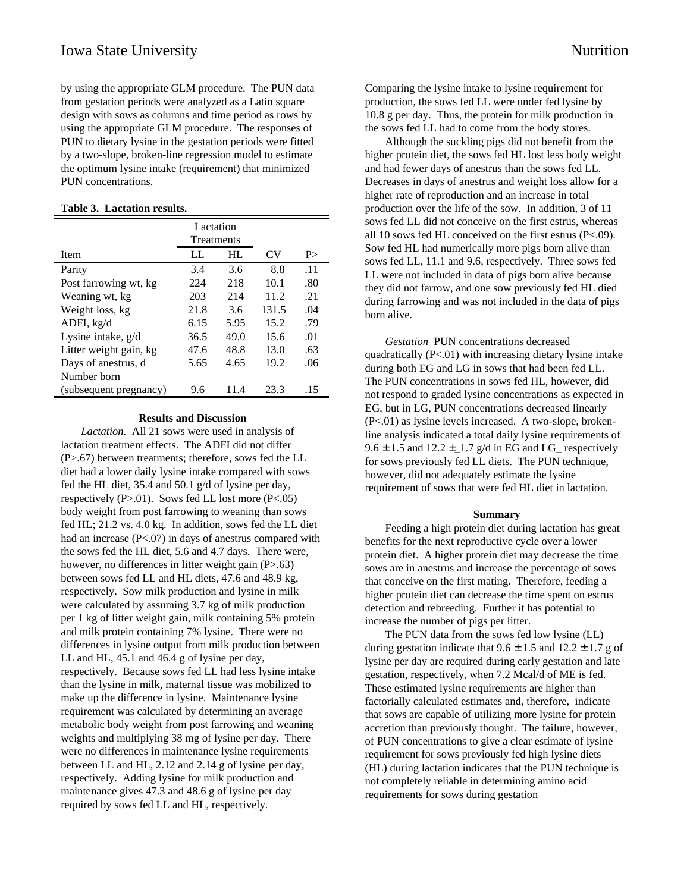by using the appropriate GLM procedure. The PUN data from gestation periods were analyzed as a Latin square design with sows as columns and time period as rows by using the appropriate GLM procedure. The responses of PUN to dietary lysine in the gestation periods were fitted by a two-slope, broken-line regression model to estimate the optimum lysine intake (requirement) that minimized PUN concentrations.

**Table 3. Lactation results.**

| Item | Lactation Treatments LL | HL | CV | P> |
|---|---|---|---|---|
| Parity | 3.4 | 3.6 | 8.8 | .11 |
| Post farrowing wt, kg | 224 | 218 | 10.1 | .80 |
| Weaning wt, kg | 203 | 214 | 11.2 | .21 |
| Weight loss, kg | 21.8 | 3.6 | 131.5 | .04 |
| ADFI, kg/d | 6.15 | 5.95 | 15.2 | .79 |
| Lysine intake, g/d | 36.5 | 49.0 | 15.6 | .01 |
| Litter weight gain, kg | 47.6 | 48.8 | 13.0 | .63 |
| Days of anestrus, d | 5.65 | 4.65 | 19.2 | .06 |
| Number born (subsequent pregnancy) | 9.6 | 11.4 | 23.3 | .15 |

## Results and Discussion

*Lactation.* All 21 sows were used in analysis of lactation treatment effects. The ADFI did not differ (P>.67) between treatments; therefore, sows fed the LL diet had a lower daily lysine intake compared with sows fed the HL diet, 35.4 and 50.1 g/d of lysine per day, respectively (P>.01). Sows fed LL lost more (P<.05) body weight from post farrowing to weaning than sows fed HL; 21.2 vs. 4.0 kg. In addition, sows fed the LL diet had an increase (P<.07) in days of anestrus compared with the sows fed the HL diet, 5.6 and 4.7 days. There were, however, no differences in litter weight gain (P>.63) between sows fed LL and HL diets, 47.6 and 48.9 kg, respectively. Sow milk production and lysine in milk were calculated by assuming 3.7 kg of milk production per 1 kg of litter weight gain, milk containing 5% protein and milk protein containing 7% lysine. There were no differences in lysine output from milk production between LL and HL, 45.1 and 46.4 g of lysine per day, respectively. Because sows fed LL had less lysine intake than the lysine in milk, maternal tissue was mobilized to make up the difference in lysine. Maintenance lysine requirement was calculated by determining an average metabolic body weight from post farrowing and weaning weights and multiplying 38 mg of lysine per day. There were no differences in maintenance lysine requirements between LL and HL, 2.12 and 2.14 g of lysine per day, respectively. Adding lysine for milk production and maintenance gives 47.3 and 48.6 g of lysine per day required by sows fed LL and HL, respectively.

Comparing the lysine intake to lysine requirement for production, the sows fed LL were under fed lysine by 10.8 g per day. Thus, the protein for milk production in the sows fed LL had to come from the body stores.

Although the suckling pigs did not benefit from the higher protein diet, the sows fed HL lost less body weight and had fewer days of anestrus than the sows fed LL. Decreases in days of anestrus and weight loss allow for a higher rate of reproduction and an increase in total production over the life of the sow. In addition, 3 of 11 sows fed LL did not conceive on the first estrus, whereas all 10 sows fed HL conceived on the first estrus (P<.09). Sow fed HL had numerically more pigs born alive than sows fed LL, 11.1 and 9.6, respectively. Three sows fed LL were not included in data of pigs born alive because they did not farrow, and one sow previously fed HL died during farrowing and was not included in the data of pigs born alive.

*Gestation* PUN concentrations decreased quadratically (P<.01) with increasing dietary lysine intake during both EG and LG in sows that had been fed LL. The PUN concentrations in sows fed HL, however, did not respond to graded lysine concentrations as expected in EG, but in LG, PUN concentrations decreased linearly (P<.01) as lysine levels increased. A two-slope, broken-line analysis indicated a total daily lysine requirements of 9.6 ± 1.5 and 12.2 ±_1.7 g/d in EG and LG_ respectively for sows previously fed LL diets. The PUN technique, however, did not adequately estimate the lysine requirement of sows that were fed HL diet in lactation.

## Summary

Feeding a high protein diet during lactation has great benefits for the next reproductive cycle over a lower protein diet. A higher protein diet may decrease the time sows are in anestrus and increase the percentage of sows that conceive on the first mating. Therefore, feeding a higher protein diet can decrease the time spent on estrus detection and rebreeding. Further it has potential to increase the number of pigs per litter.

The PUN data from the sows fed low lysine (LL) during gestation indicate that 9.6 ± 1.5 and 12.2 ± 1.7 g of lysine per day are required during early gestation and late gestation, respectively, when 7.2 Mcal/d of ME is fed. These estimated lysine requirements are higher than factorially calculated estimates and, therefore, indicate that sows are capable of utilizing more lysine for protein accretion than previously thought. The failure, however, of PUN concentrations to give a clear estimate of lysine requirement for sows previously fed high lysine diets (HL) during lactation indicates that the PUN technique is not completely reliable in determining amino acid requirements for sows during gestation